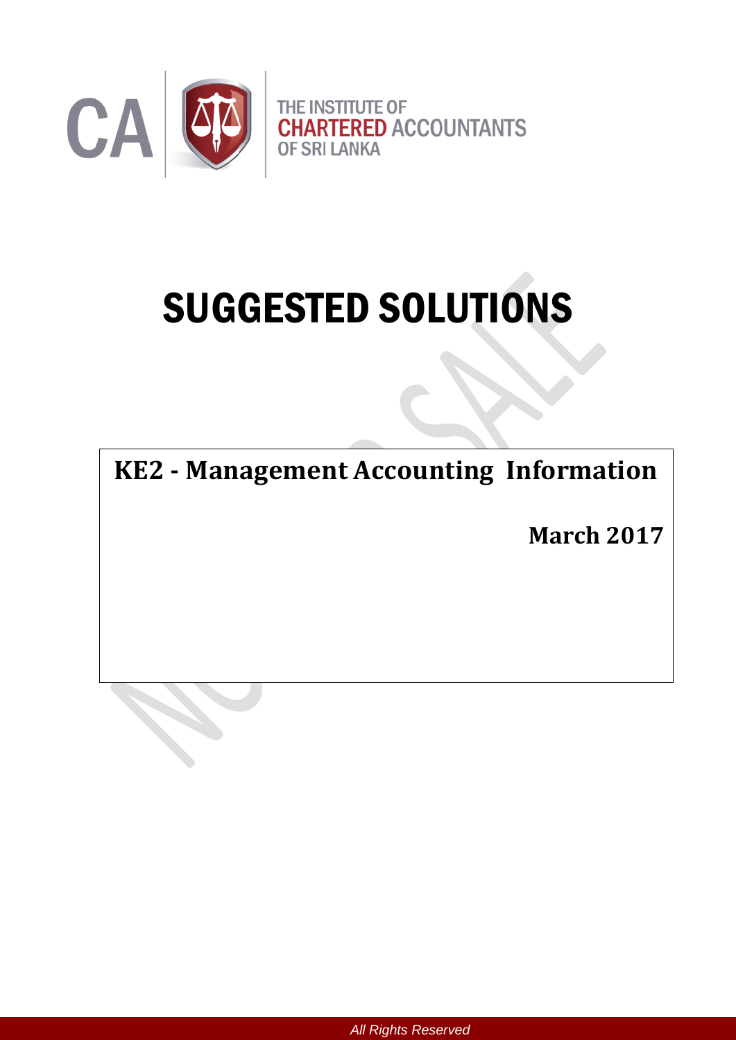CA | THE INSTITUTE OF CHARTERED ACCOUNTANTS OF SRI LANKA

# SUGGESTED SOLUTIONS

## KE2 - Management Accounting Information

**March 2017**

*All Rights Reserved*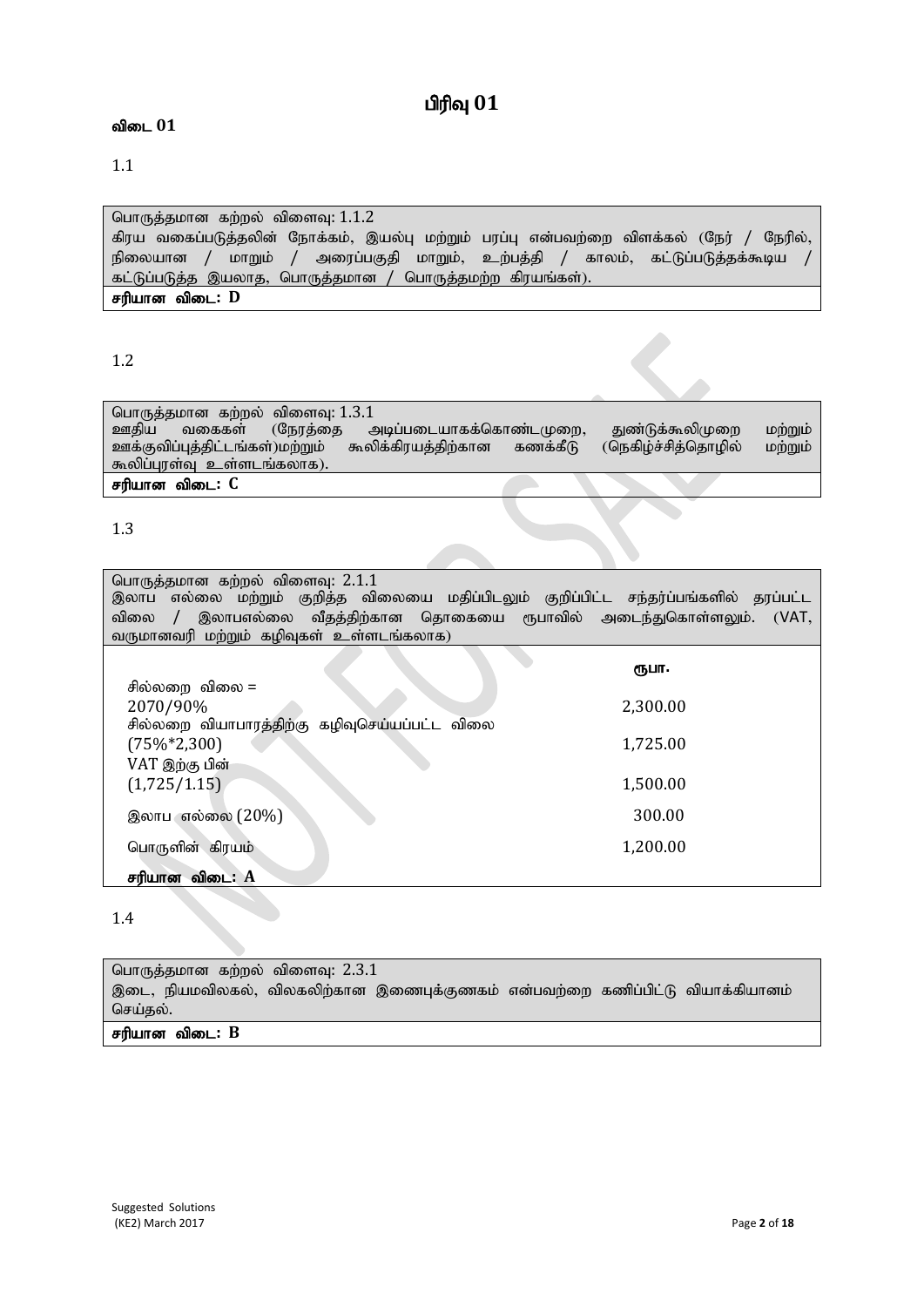# பிரிவு 01

**விடை 01**

1.1

| பொருத்தமான கற்றல் விளைவு: 1.1.2<br>கிரய வகைப்படுத்தலின் நோக்கம், இயல்பு மற்றும் பரப்பு என்பவற்றை விளக்கல் (நேர் / நேரில், நிலையான / மாறும் / அரைப்பகுதி மாறும், உற்பத்தி / காலம், கட்டுப்படுத்தக்கூடிய / கட்டுப்படுத்த இயலாத, பொருத்தமான / பொருத்தமற்ற கிரயங்கள்). |
|---|
| **சரியான விடை: D** |

1.2

| பொருத்தமான கற்றல் விளைவு: 1.3.1<br>ஊதிய வகைகள் (நேரத்தை அடிப்படையாகக்கொண்டமுறை, துண்டுக்கூலிமுறை மற்றும் ஊக்குவிப்புத்திட்டங்கள்)மற்றும் கூலிக்கிரயத்திற்கான கணக்கீடு (நெகிழ்ச்சித்தொழில் மற்றும் கூலிப்புரள்வு உள்ளடங்கலாக). |
|---|
| **சரியான விடை: C** |

1.3

| பொருத்தமான கற்றல் விளைவு: 2.1.1<br>இலாப எல்லை மற்றும் குறித்த விலையை மதிப்பிடலும் குறிப்பிட்ட சந்தர்ப்பங்களில் தரப்பட்ட விலை / இலாபஎல்லை வீதத்திற்கான தொகையை ரூபாவில் அடைந்துகொள்ளலும். (VAT, வருமானவரி மற்றும் கழிவுகள் உள்ளடங்கலாக) | |
|---|---|
| | **ரூபா.** |
| சில்லறை விலை = 2070/90% | 2,300.00 |
| சில்லறை வியாபாரத்திற்கு கழிவுசெய்யப்பட்ட விலை (75%*2,300) | 1,725.00 |
| VAT இற்கு பின் (1,725/1.15) | 1,500.00 |
| இலாப எல்லை (20%) | 300.00 |
| பொருளின் கிரயம் | 1,200.00 |
| **சரியான விடை: A** | |

1.4

| பொருத்தமான கற்றல் விளைவு: 2.3.1<br>இடை, நியமவிலகல், விலகலிற்கான இணைபுக்குணகம் என்பவற்றை கணிப்பிட்டு வியாக்கியானம் செய்தல். |
|---|
| **சரியான விடை: B** |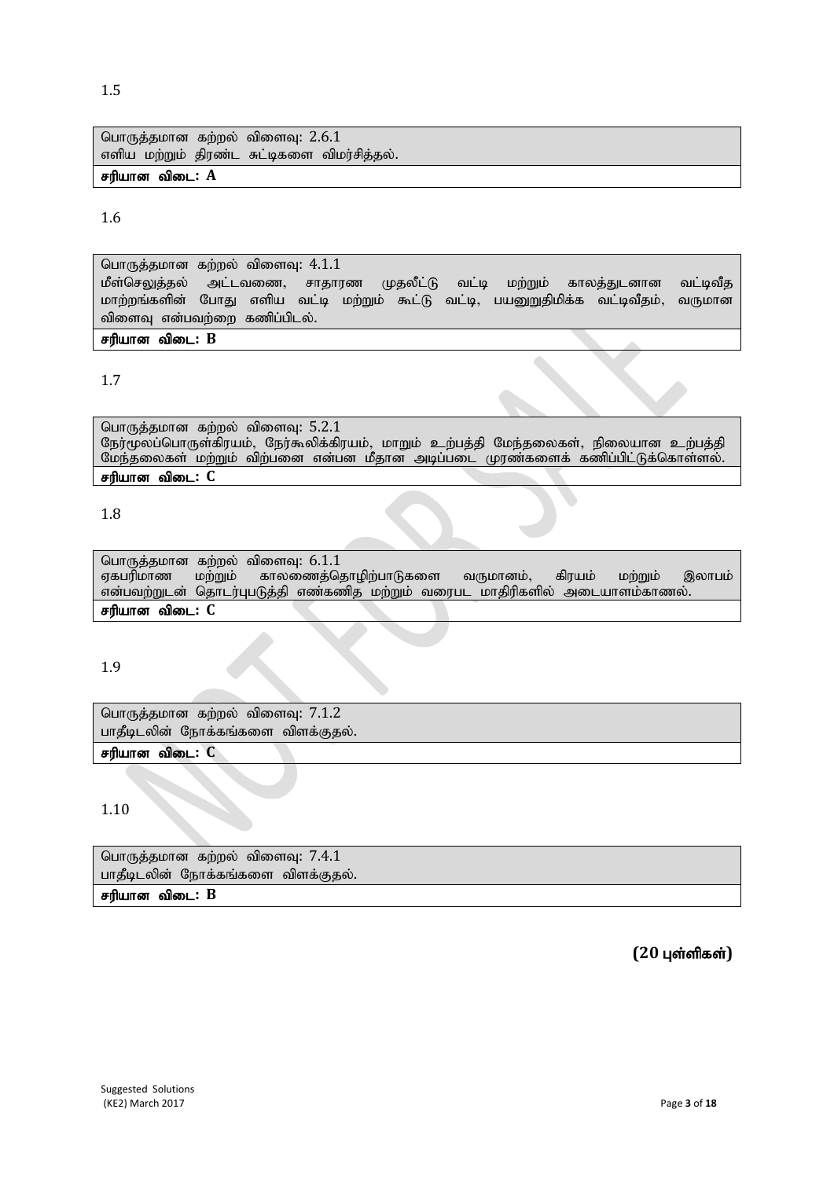1.5

| பொருத்தமான கற்றல் விளைவு: 2.6.1<br>எளிய மற்றும் திரண்ட சுட்டிகளை விமர்சித்தல். |
|---|
| **சரியான விடை: A** |

1.6

| பொருத்தமான கற்றல் விளைவு: 4.1.1<br>மீள்செலுத்தல் அட்டவணை, சாதாரண முதலீட்டு வட்டி மற்றும் காலத்துடனான வட்டிவீத மாற்றங்களின் போது எளிய வட்டி மற்றும் கூட்டு வட்டி, பயனுறுதிமிக்க வட்டிவீதம், வருமான விளைவு என்பவற்றை கணிப்பிடல். |
|---|
| **சரியான விடை: B** |

1.7

| பொருத்தமான கற்றல் விளைவு: 5.2.1<br>நேர்மூலப்பொருள்கிரயம், நேர்கூலிக்கிரயம், மாறும் உற்பத்தி மேந்தலைகள், நிலையான உற்பத்தி மேந்தலைகள் மற்றும் விற்பனை என்பன மீதான அடிப்படை முரண்களைக் கணிப்பிட்டுக்கொள்ளல். |
|---|
| **சரியான விடை: C** |

1.8

| பொருத்தமான கற்றல் விளைவு: 6.1.1<br>ஏகபரிமாண மற்றும் காலணைத்தொழிற்பாடுகளை வருமானம், கிரயம் மற்றும் இலாபம் என்பவற்றுடன் தொடர்புபடுத்தி எண்கணித மற்றும் வரைபட மாதிரிகளில் அடையாளம்காணல். |
|---|
| **சரியான விடை: C** |

1.9

| பொருத்தமான கற்றல் விளைவு: 7.1.2<br>பாதீடலின் நோக்கங்களை விளக்குதல். |
|---|
| **சரியான விடை: C** |

1.10

| பொருத்தமான கற்றல் விளைவு: 7.4.1<br>பாதீடலின் நோக்கங்களை விளக்குதல். |
|---|
| **சரியான விடை: B** |

**(20 புள்ளிகள்)**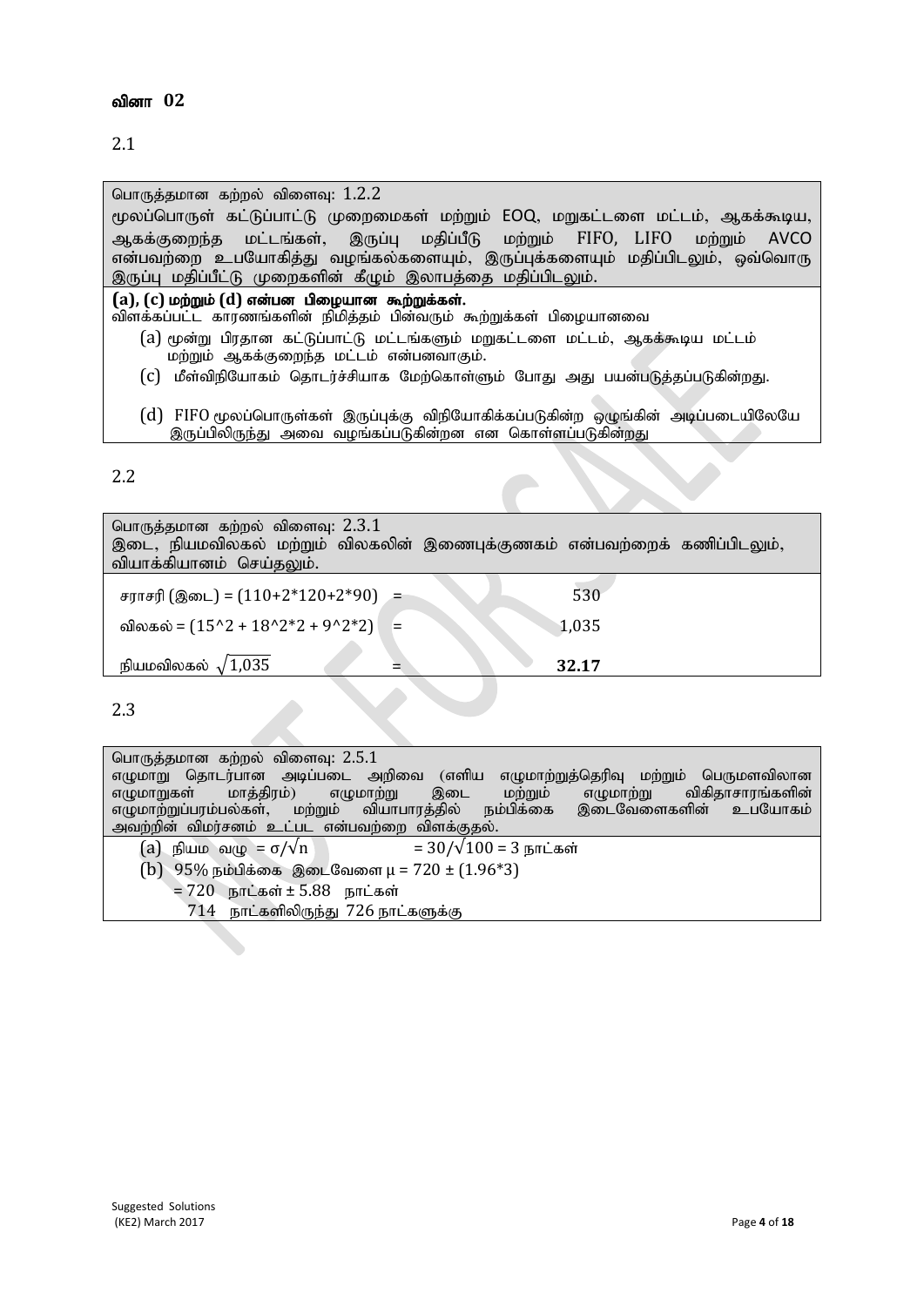## வினா 02

2.1

| பொருத்தமான கற்றல் விளைவு: 1.2.2<br>மூலப்பொருள் கட்டுப்பாட்டு முறைமைகள் மற்றும் EOQ, மறுகட்டளை மட்டம், ஆகக்கூடிய, ஆகக்குறைந்த மட்டங்கள், இருப்பு மதிப்பீடு மற்றும் FIFO, LIFO மற்றும் AVCO என்பவற்றை உபயோகித்து வழங்கல்களையும், இருப்புக்களையும் மதிப்பிடலும், ஒவ்வொரு இருப்பு மதிப்பீட்டு முறைகளின் கீழும் இலாபத்தை மதிப்பிடலும். |
|---|
| **(a), (c) மற்றும் (d) என்பன பிழையான கூற்றுக்கள்.**<br>விளக்கப்பட்ட காரணங்களின் நிமித்தம் பின்வரும் கூற்றுக்கள் பிழையானவை<br>(a) மூன்று பிரதான கட்டுப்பாட்டு மட்டங்களும் மறுகட்டளை மட்டம், ஆகக்கூடிய மட்டம் மற்றும் ஆகக்குறைந்த மட்டம் என்பனவாகும்.<br>(c) மீள்விநியோகம் தொடர்ச்சியாக மேற்கொள்ளும் போது அது பயன்படுத்தப்படுகின்றது.<br>(d) FIFO மூலப்பொருள்கள் இருப்புக்கு விநியோகிக்கப்படுகின்ற ஒழுங்கின் அடிப்படையிலேயே இருப்பிலிருந்து அவை வழங்கப்படுகின்றன என கொள்ளப்படுகின்றது |

2.2

| பொருத்தமான கற்றல் விளைவு: 2.3.1<br>இடை, நியமவிலகல் மற்றும் விலகலின் இணைபுக்குணகம் என்பவற்றைக் கணிப்பிடலும், வியாக்கியானம் செய்தலும். | | |
|---|---|---|
| சராசரி (இடை) = (110+2*120+2*90) | = | 530 |
| விலகல் = (15^2 + 18^2*2 + 9^2*2) | = | 1,035 |
| நியமவிலகல் $\sqrt{1,035}$ | = | **32.17** |

2.3

| பொருத்தமான கற்றல் விளைவு: 2.5.1<br>எழுமாறு தொடர்பான அடிப்படை அறிவை (எளிய எழுமாற்றுத்தெரிவு மற்றும் பெருமளவிலான எழுமாறுகள் மாத்திரம்) எழுமாற்று இடை மற்றும் எழுமாற்று விகிதாசாரங்களின் எழுமாற்றுப்பரம்பல்கள், மற்றும் வியாபாரத்தில் நம்பிக்கை இடைவேளைகளின் உபயோகம் அவற்றின் விமர்சனம் உட்பட என்பவற்றை விளக்குதல். |
|---|
| (a) நியம வழு = $\sigma/\sqrt{n}$ = $30/\sqrt{100}$ = 3 நாட்கள்<br>(b) 95% நம்பிக்கை இடைவேளை $\mu$ = 720 ± (1.96*3)<br>= 720 நாட்கள் ± 5.88 நாட்கள்<br>714 நாட்களிலிருந்து 726 நாட்களுக்கு |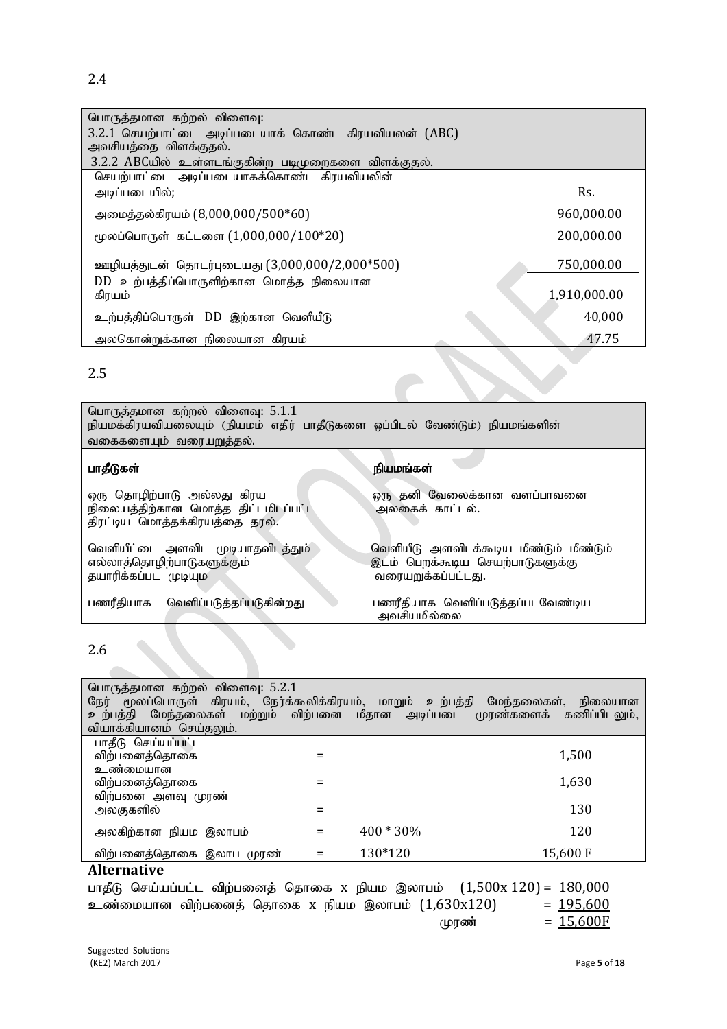2.4

| பொருத்தமான கற்றல் விளைவு: 3.2.1 செயற்பாட்டை அடிப்படையாக் கொண்ட கிரயவியலன் (ABC) அவசியத்தை விளக்குதல். 3.2.2 ABCயில் உள்ளடங்குகின்ற படிமுறைகளை விளக்குதல். | |
|---|---|
| செயற்பாட்டை அடிப்படையாகக்கொண்ட கிரயவியலின் அடிப்படையில்; | Rs. |
| அமைத்தல்கிரயம் (8,000,000/500*60) | 960,000.00 |
| மூலப்பொருள் கட்டளை (1,000,000/100*20) | 200,000.00 |
| ஊழியத்துடன் தொடர்புடையது (3,000,000/2,000*500) | 750,000.00 |
| DD உற்பத்திப்பொருளிற்கான மொத்த நிலையான கிரயம் | 1,910,000.00 |
| உற்பத்திப்பொருள் DD இற்கான வெளீயீடு | 40,000 |
| அலகொன்றுக்கான நிலையான கிரயம் | 47.75 |

2.5

| பொருத்தமான கற்றல் விளைவு: 5.1.1 நியமக்கிரயவியலையும் (நியமம் எதிர் பாதீடுகளை ஒப்பிடல் வேண்டும்) நியமங்களின் வகைகளையும் வரையறுத்தல். | |
|---|---|
| **பாதீடுகள்** | **நியமங்கள்** |
| ஒரு தொழிற்பாடு அல்லது கிரய நிலையத்திற்கான மொத்த திட்டமிடப்பட்ட திரட்டிய மொத்தக்கிரயத்தை தரல். | ஒரு தனி வேலைக்கான வளப்பாவனை அலகைக் காட்டல். |
| வெளியீட்டை அளவிட முடியாதவிடத்தும் எல்லாத்தொழிற்பாடுகளுக்கும் தயாரிக்கப்பட முடியும் | வெளியீடு அளவிடக்கூடிய மீண்டும் மீண்டும் இடம் பெறக்கூடிய செயற்பாடுகளுக்கு வரையறுக்கப்பட்டது. |
| பணரீதியாக வெளிப்படுத்தப்படுகின்றது | பணரீதியாக வெளிப்படுத்தப்படவேண்டிய அவசியமில்லை |

2.6

| பொருத்தமான கற்றல் விளைவு: 5.2.1 நேர் மூலப்பொருள் கிரயம், நேர்க்கூலிக்கிரயம், மாறும் உற்பத்தி மேந்தலைகள், நிலையான உற்பத்தி மேந்தலைகள் மற்றும் விற்பனை மீதான அடிப்படை முரண்களைக் கணிப்பிடலும், வியாக்கியானம் செய்தலும். | | | |
|---|---|---|---|
| பாதீடு செய்யப்பட்ட விற்பனைத்தொகை | = | | 1,500 |
| உண்மையான விற்பனைத்தொகை | = | | 1,630 |
| விற்பனை அளவு முரண் அலகுகளில் | = | | 130 |
| அலகிற்கான நியம இலாபம் | = | 400 * 30% | 120 |
| விற்பனைத்தொகை இலாப முரண் | = | 130*120 | 15,600 F |

**Alternative**

பாதீடு செய்யப்பட்ட விற்பனைத் தொகை x நியம இலாபம் (1,500x 120) = 180,000

உண்மையான விற்பனைத் தொகை x நியம இலாபம் (1,630x120) = 195,600

முரண் = 15,600F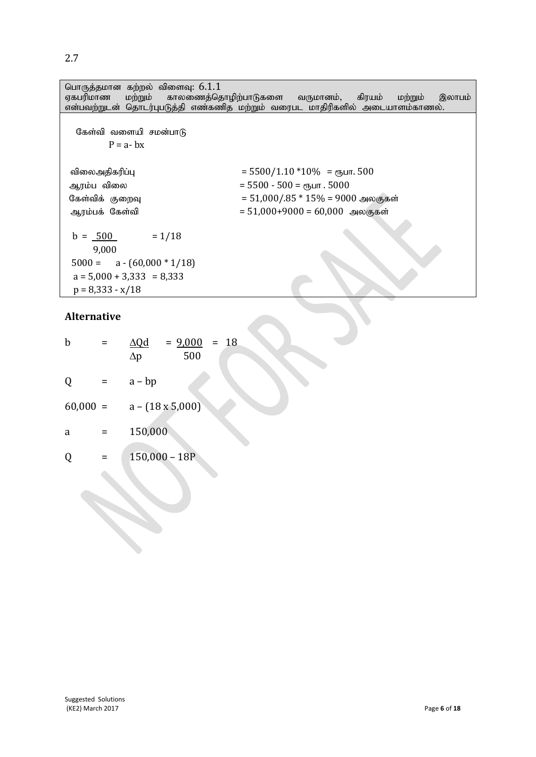2.7

பொருத்தமான கற்றல் விளைவு: 6.1.1
ஏகபரிமாண மற்றும் காலணைத்தொழிற்பாடுகளை வருமானம், கிரயம் மற்றும் இலாபம் என்பவற்றுடன் தொடர்புபடுத்தி எண்கணித மற்றும் வரைபட மாதிரிகளில் அடையாளம்காணல்.

கேள்வி வளையி சமன்பாடு

$P = a - bx$

| | |
|---|---|
| விலைஅதிகரிப்பு | $= 5500/1.10 * 10\% =$ ரூபா. 500 |
| ஆரம்ப விலை | $= 5500 - 500 =$ ரூபா . 5000 |
| கேள்விக் குறைவு | $= 51{,}000/.85 * 15\% = 9000$ அலகுகள் |
| ஆரம்பக் கேள்வி | $= 51{,}000+9000 = 60{,}000$ அலகுகள் |

$$b = \frac{500}{9{,}000} = 1/18$$

$5000 = a - (60{,}000 * 1/18)$

$a = 5{,}000 + 3{,}333 = 8{,}333$

$p = 8{,}333 - x/18$

## Alternative

$$b = \frac{\Delta Qd}{\Delta p} = \frac{9{,}000}{500} = 18$$

$Q = a - bp$

$60{,}000 = a - (18 \times 5{,}000)$

$a = 150{,}000$

$Q = 150{,}000 - 18P$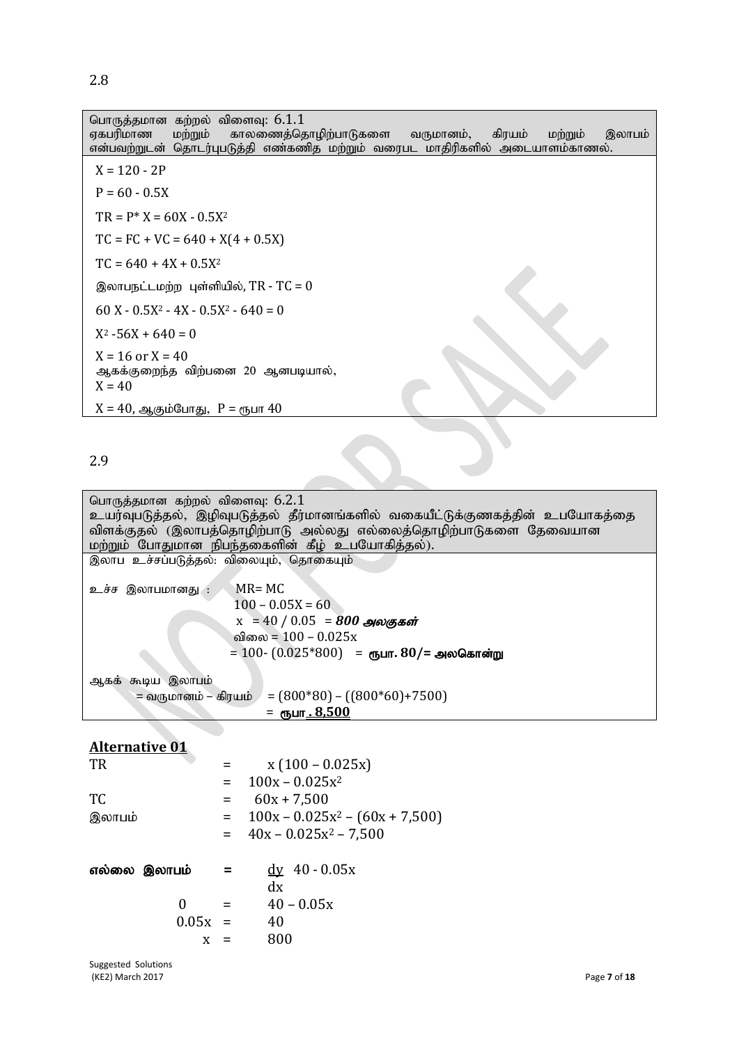2.8

பொருத்தமான கற்றல் விளைவு: 6.1.1
ஏகபரிமாண மற்றும் காலணைத்தொழிற்பாடுகளை வருமானம், கிரயம் மற்றும் இலாபம் என்பவற்றுடன் தொடர்புபடுத்தி எண்கணித மற்றும் வரைபட மாதிரிகளில் அடையாளம்காணல்.

$X = 120 - 2P$

$P = 60 - 0.5X$

$TR = P * X = 60X - 0.5X^2$

$TC = FC + VC = 640 + X(4 + 0.5X)$

$TC = 640 + 4X + 0.5X^2$

இலாபநட்டமற்ற புள்ளியில், $TR - TC = 0$

$60X - 0.5X^2 - 4X - 0.5X^2 - 640 = 0$

$X^2 - 56X + 640 = 0$

$X = 16$ or $X = 40$

ஆகக்குறைந்த விற்பனை 20 ஆனபடியால்,

$X = 40$

$X = 40$, ஆகும்போது, $P =$ ரூபா 40

2.9

பொருத்தமான கற்றல் விளைவு: 6.2.1
உயர்வுபடுத்தல், இழிவுபடுத்தல் தீர்மானங்களில் வகையீட்டுக்குணகத்தின் உபயோகத்தை விளக்குதல் (இலாபத்தொழிற்பாடு அல்லது எல்லைத்தொழிற்பாடுகளை தேவையான மற்றும் போதுமான நிபந்தகைளின் கீழ் உபயோகித்தல்).

இலாப உச்சப்படுத்தல்: விலையும், தொகையும்

உச்ச இலாபமானது : $MR = MC$

$100 - 0.05X = 60$

$x = 40 / 0.05 =$ ***800 அலகுகள்***

விலை $= 100 - 0.025x$

$= 100 - (0.025*800)$ = **ரூபா. 80/= அலகொன்று**

ஆகக் கூடிய இலாபம்

= வருமானம் – கிரயம் $= (800*80) - ((800*60)+7500)$

= **ரூபா. 8,500**

## Alternative 01

TR $= x(100 - 0.025x)$

$= 100x - 0.025x^2$

TC $= 60x + 7,500$

இலாபம் $= 100x - 0.025x^2 - (60x + 7,500)$

$= 40x - 0.025x^2 - 7,500$

**எல்லை இலாபம்** $= \frac{dy}{dx}$ $40 - 0.05x$

$0 = 40 - 0.05x$

$0.05x = 40$

$x = 800$

Suggested Solutions
(KE2) March 2017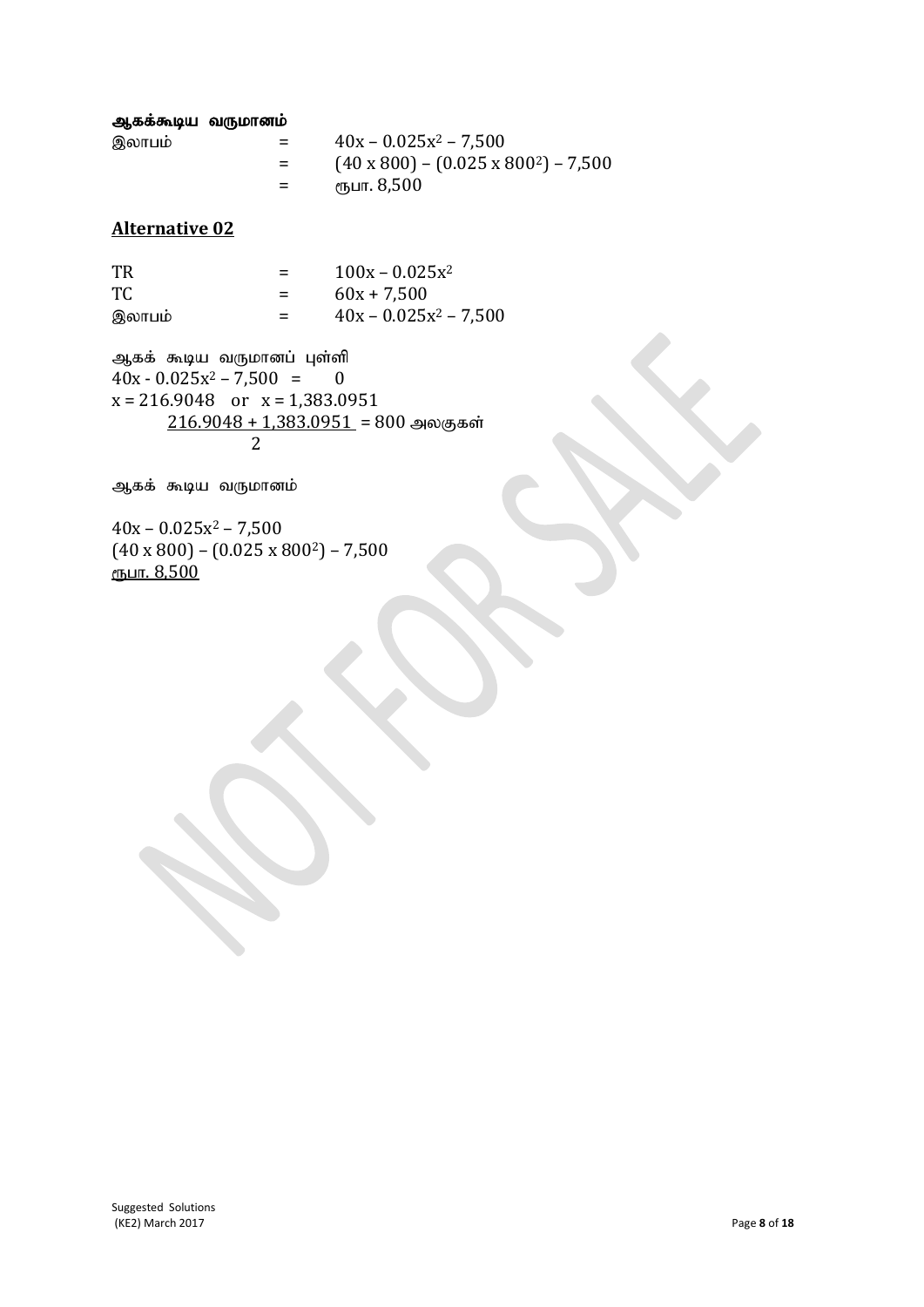**ஆகக்கூடிய வருமானம்**

| | | |
|---|---|---|
| இலாபம் | = | $40x - 0.025x^2 - 7{,}500$ |
| | = | $(40 \times 800) - (0.025 \times 800^2) - 7{,}500$ |
| | = | ரூபா. 8,500 |

## Alternative 02

| | | |
|---|---|---|
| TR | = | $100x - 0.025x^2$ |
| TC | = | $60x + 7{,}500$ |
| இலாபம் | = | $40x - 0.025x^2 - 7{,}500$ |

ஆகக் கூடிய வருமானப் புள்ளி

$40x - 0.025x^2 - 7{,}500 = 0$

$x = 216.9048$ or $x = 1{,}383.0951$

$\dfrac{216.9048 + 1{,}383.0951}{2} = 800$ அலகுகள்

ஆகக் கூடிய வருமானம்

$40x - 0.025x^2 - 7{,}500$

$(40 \times 800) - (0.025 \times 800^2) - 7{,}500$

ரூபா. 8,500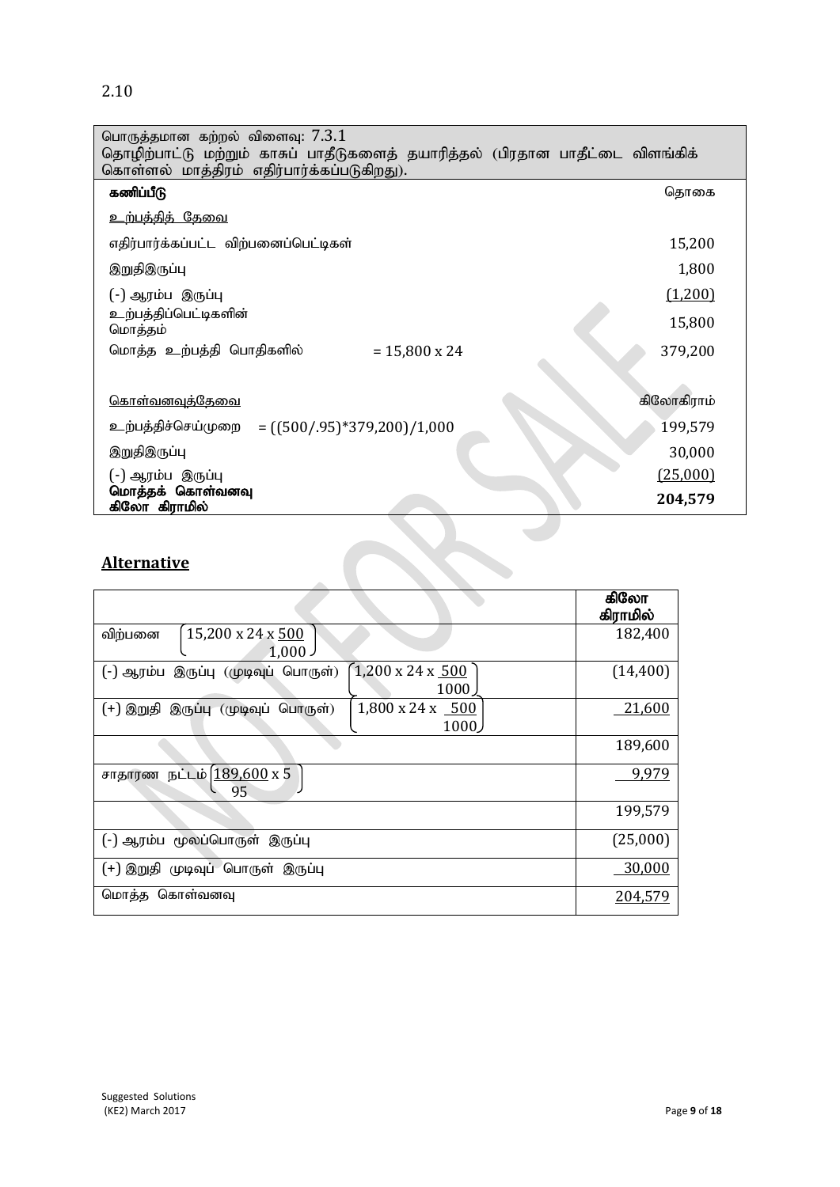2.10

| பொருத்தமான கற்றல் விளைவு: 7.3.1<br>தொழிற்பாட்டு மற்றும் காசுப் பாதீடுகளைத் தயாரித்தல் (பிரதான பாதீட்டை விளங்கிக் கொள்ளல் மாத்திரம் எதிர்பார்க்கப்படுகிறது). | | |
|---|---|---|
| **கணிப்பீடு** | | தொகை |
| உற்பத்தித் தேவை | | |
| எதிர்பார்க்கப்பட்ட விற்பனைப்பெட்டிகள் | | 15,200 |
| இறுதிஇருப்பு | | 1,800 |
| (-) ஆரம்ப இருப்பு | | (1,200) |
| உற்பத்திப்பெட்டிகளின் மொத்தம் | | 15,800 |
| மொத்த உற்பத்தி பொதிகளில் | = 15,800 x 24 | 379,200 |
| | | |
| கொள்வனவுத்தேவை | | கிலோகிராம் |
| உற்பத்திச்செய்முறை | = ((500/.95)*379,200)/1,000 | 199,579 |
| இறுதிஇருப்பு | | 30,000 |
| (-) ஆரம்ப இருப்பு | | (25,000) |
| **மொத்தக் கொள்வனவு கிலோ கிராமில்** | | **204,579** |

## Alternative

| | **கிலோ கிராமில்** |
|---|---|
| விற்பனை $\left(15,200 \times 24 \times \frac{500}{1,000}\right)$ | 182,400 |
| (-) ஆரம்ப இருப்பு (முடிவுப் பொருள்) $\left(1,200 \times 24 \times \frac{500}{1000}\right)$ | (14,400) |
| (+) இறுதி இருப்பு (முடிவுப் பொருள்) $\left(1,800 \times 24 \times \frac{500}{1000}\right)$ | 21,600 |
| | 189,600 |
| சாதாரண நட்டம் $\left(\frac{189,600 \times 5}{95}\right)$ | 9,979 |
| | 199,579 |
| (-) ஆரம்ப மூலப்பொருள் இருப்பு | (25,000) |
| (+) இறுதி முடிவுப் பொருள் இருப்பு | 30,000 |
| மொத்த கொள்வனவு | 204,579 |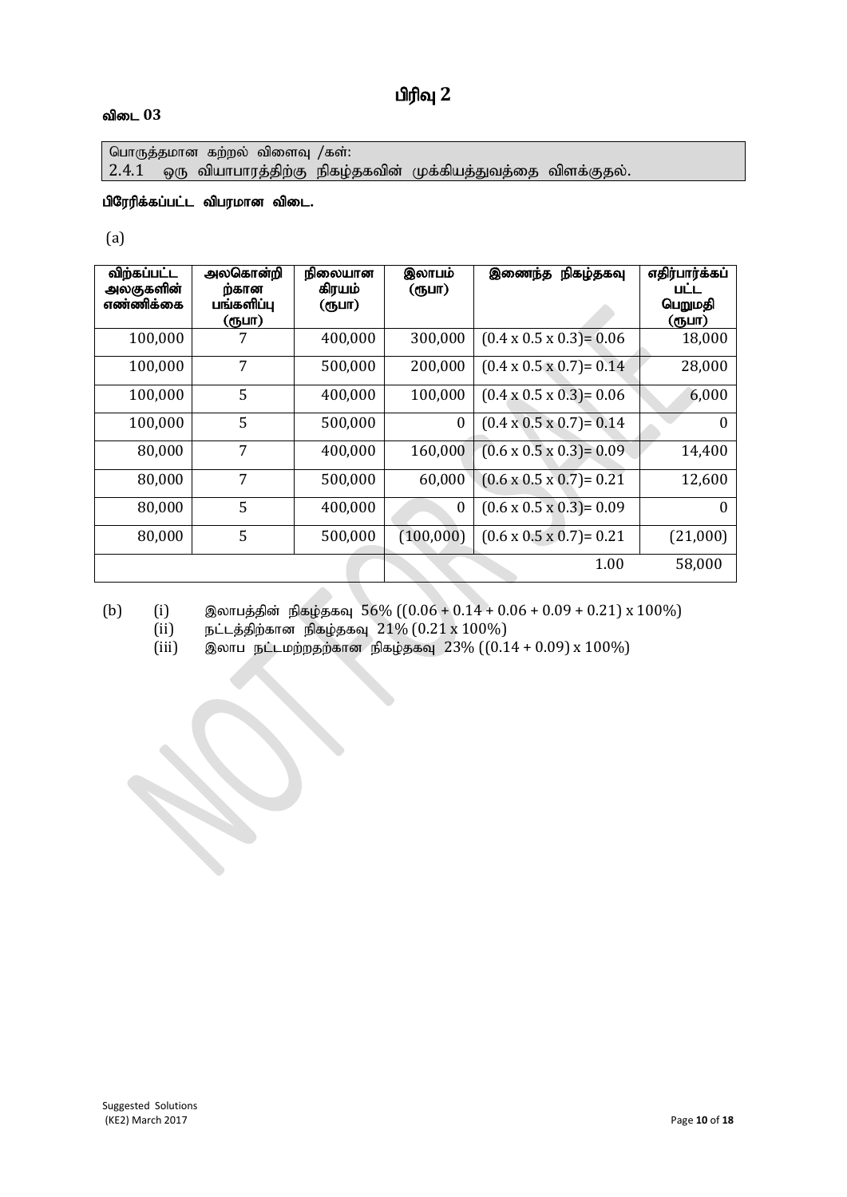# பிரிவு 2

**விடை 03**

பொருத்தமான கற்றல் விளைவு /கள்:
2.4.1 ஒரு வியாபாரத்திற்கு நிகழ்தகவின் முக்கியத்துவத்தை விளக்குதல்.

**பிரேரிக்கப்பட்ட விபரமான விடை.**

(a)

| விற்கப்பட்ட அலகுகளின் எண்ணிக்கை | அலகொன்றிற்கான பங்களிப்பு (ரூபா) | நிலையான கிரயம் (ரூபா) | இலாபம் (ரூபா) | இணைந்த நிகழ்தகவு | எதிர்பார்க்கப்பட்ட பெறுமதி (ரூபா) |
|---|---|---|---|---|---|
| 100,000 | 7 | 400,000 | 300,000 | (0.4 x 0.5 x 0.3)= 0.06 | 18,000 |
| 100,000 | 7 | 500,000 | 200,000 | (0.4 x 0.5 x 0.7)= 0.14 | 28,000 |
| 100,000 | 5 | 400,000 | 100,000 | (0.4 x 0.5 x 0.3)= 0.06 | 6,000 |
| 100,000 | 5 | 500,000 | 0 | (0.4 x 0.5 x 0.7)= 0.14 | 0 |
| 80,000 | 7 | 400,000 | 160,000 | (0.6 x 0.5 x 0.3)= 0.09 | 14,400 |
| 80,000 | 7 | 500,000 | 60,000 | (0.6 x 0.5 x 0.7)= 0.21 | 12,600 |
| 80,000 | 5 | 400,000 | 0 | (0.6 x 0.5 x 0.3)= 0.09 | 0 |
| 80,000 | 5 | 500,000 | (100,000) | (0.6 x 0.5 x 0.7)= 0.21 | (21,000) |
| | | | | 1.00 | 58,000 |

(b)
- (i) இலாபத்தின் நிகழ்தகவு 56% ((0.06 + 0.14 + 0.06 + 0.09 + 0.21) x 100%)
- (ii) நட்டத்திற்கான நிகழ்தகவு 21% (0.21 x 100%)
- (iii) இலாப நட்டமற்றதற்கான நிகழ்தகவு 23% ((0.14 + 0.09) x 100%)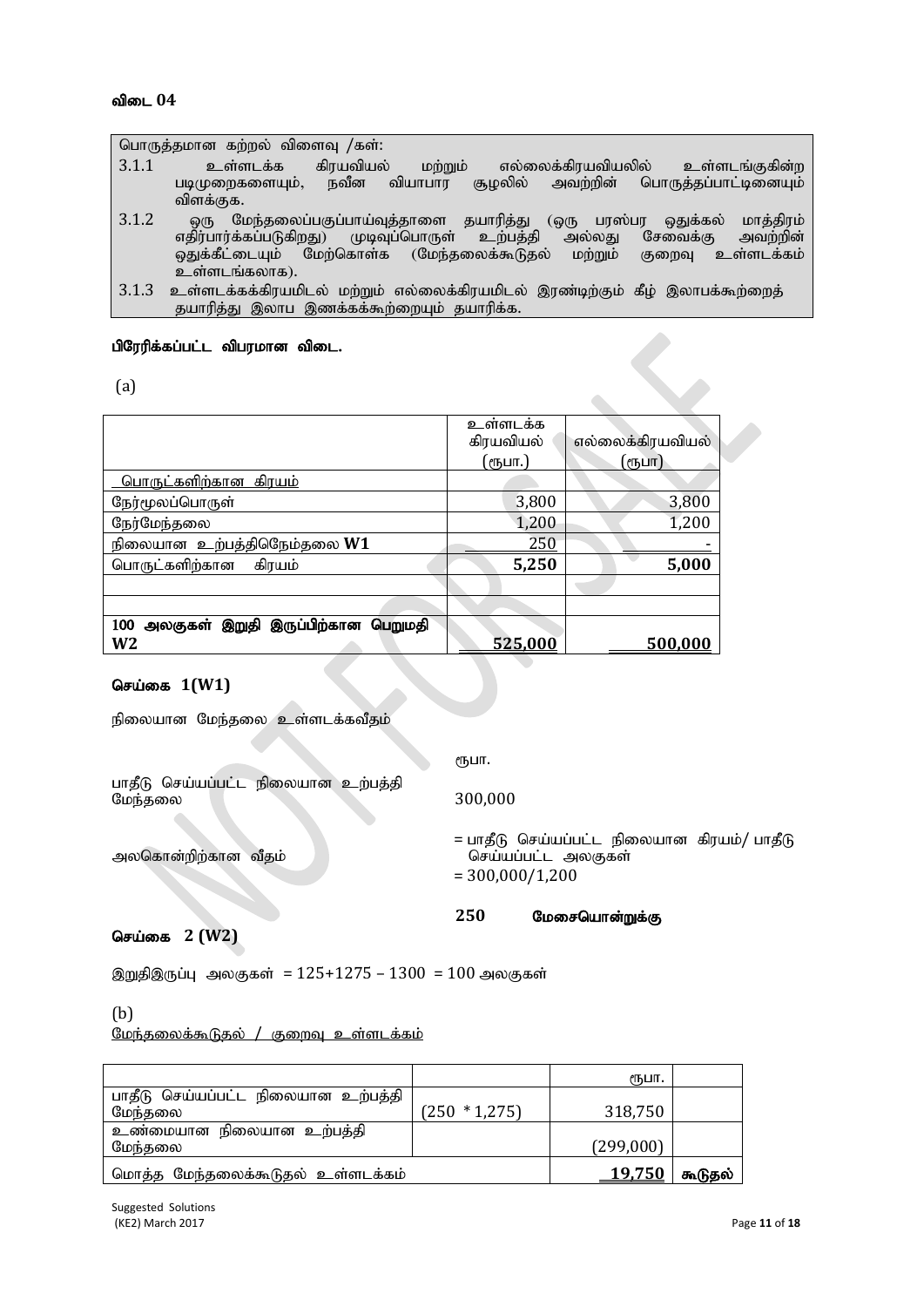**விடை 04**

| பொருத்தமான கற்றல் விளைவு /கள்: |
|---|
| 3.1.1 உள்ளடக்க கிரயவியல் மற்றும் எல்லைக்கிரயவியலில் உள்ளடங்குகின்ற படிமுறைகளையும், நவீன வியாபார சூழலில் அவற்றின் பொருத்தப்பாட்டினையும் விளக்குக. |
| 3.1.2 ஒரு மேந்தலைப்பகுப்பாய்வுத்தாளை தயாரித்து (ஒரு பரஸ்பர ஒதுக்கல் மாத்திரம் எதிர்பார்க்கப்படுகிறது) முடிவுப்பொருள் உற்பத்தி அல்லது சேவைக்கு அவற்றின் ஒதுக்கீட்டையும் மேற்கொள்க (மேந்தலைக்கூடுதல் மற்றும் குறைவு உள்ளடக்கம் உள்ளடங்கலாக). |
| 3.1.3 உள்ளடக்கக்கிரயமிடல் மற்றும் எல்லைக்கிரயமிடல் இரண்டிற்கும் கீழ் இலாபக்கூற்றைத் தயாரித்து இலாப இணக்கக்கூற்றையும் தயாரிக்க. |

**பிரேரிக்கப்பட்ட விபரமான விடை.**

(a)

| | உள்ளடக்க கிரயவியல் (ரூபா.) | எல்லைக்கிரயவியல் (ரூபா) |
|---|---:|---:|
| பொருட்களிற்கான கிரயம் | | |
| நேர்மூலப்பொருள் | 3,800 | 3,800 |
| நேர்மேந்தலை | 1,200 | 1,200 |
| நிலையான உற்பத்திநேம்தலை **W1** | 250 | - |
| பொருட்களிற்கான கிரயம் | **5,250** | **5,000** |
| | | |
| | | |
| **100 அலகுகள் இறுதி இருப்பிற்கான பெறுமதி W2** | **525,000** | **500,000** |

**செய்கை 1(W1)**

நிலையான மேந்தலை உள்ளடக்கவீதம்

| | ரூபா. |
|---|---|
| பாதீடு செய்யப்பட்ட நிலையான உற்பத்தி மேந்தலை | 300,000 |
| அலகொன்றிற்கான வீதம் | = பாதீடு செய்யப்பட்ட நிலையான கிரயம்/ பாதீடு செய்யப்பட்ட அலகுகள் |
| | = 300,000/1,200 |
| | **250 மேசையொன்றுக்கு** |

**செய்கை 2 (W2)**

இறுதிஇருப்பு அலகுகள் = 125+1275 – 1300 = 100 அலகுகள்

(b)

மேந்தலைக்கூடுதல் / குறைவு உள்ளடக்கம்

| | | ரூபா. | |
|---|---|---:|---|
| பாதீடு செய்யப்பட்ட நிலையான உற்பத்தி மேந்தலை | (250 * 1,275) | 318,750 | |
| உண்மையான நிலையான உற்பத்தி மேந்தலை | | (299,000) | |
| மொத்த மேந்தலைக்கூடுதல் உள்ளடக்கம் | | **19,750** | **கூடுதல்** |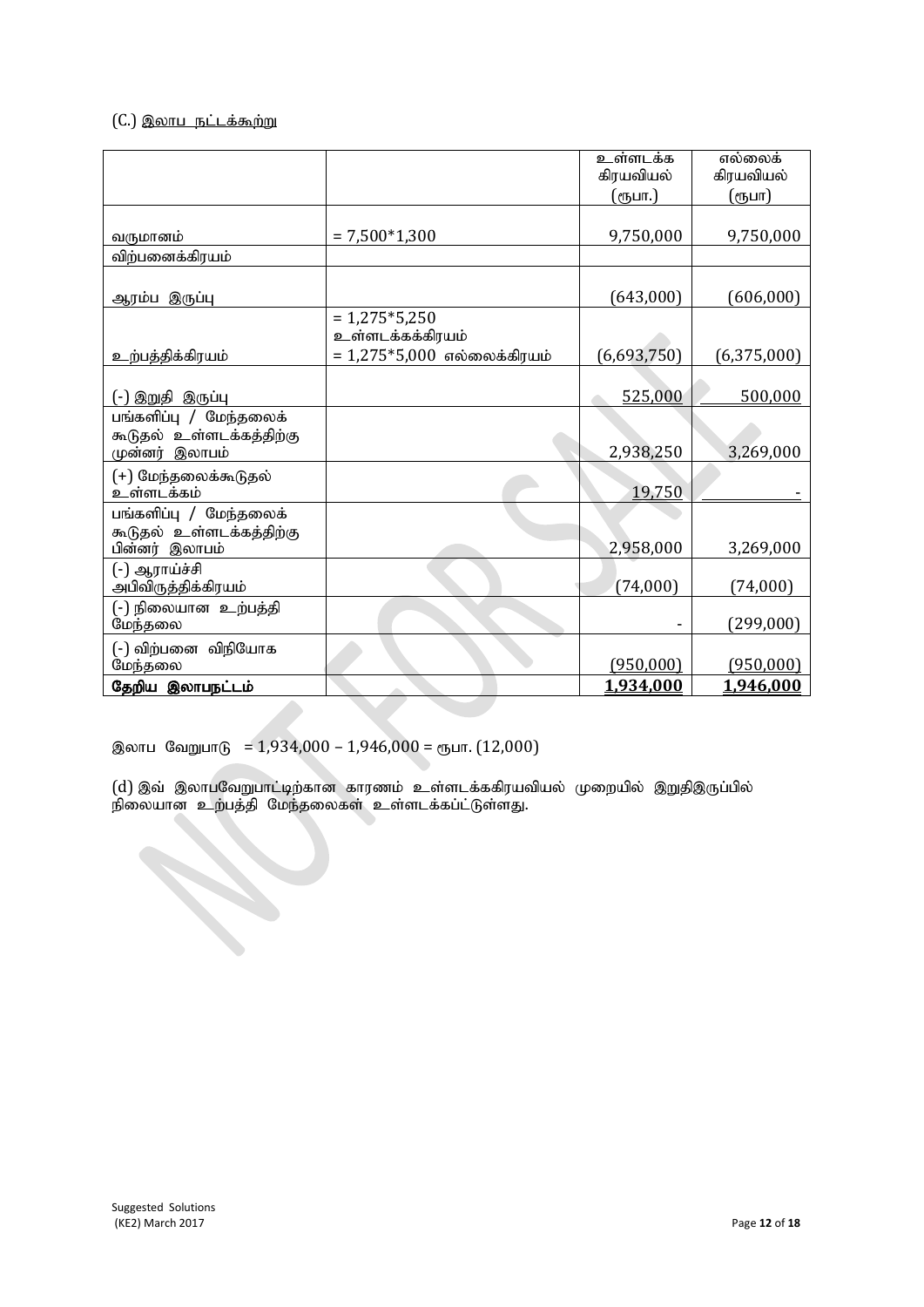(C.) <u>இலாப நட்டக்கூற்று</u>

| | | உள்ளடக்க கிரயவியல் (ரூபா.) | எல்லைக் கிரயவியல் (ரூபா) |
|---|---|---|---|
| வருமானம் | = 7,500*1,300 | 9,750,000 | 9,750,000 |
| விற்பனைக்கிரயம் | | | |
| ஆரம்ப இருப்பு | | (643,000) | (606,000) |
| உற்பத்திக்கிரயம் | = 1,275*5,250 உள்ளடக்கக்கிரயம் = 1,275*5,000 எல்லைக்கிரயம் | (6,693,750) | (6,375,000) |
| (-) இறுதி இருப்பு | | 525,000 | 500,000 |
| பங்களிப்பு / மேந்தலைக் கூடுதல் உள்ளடக்கத்திற்கு முன்னர் இலாபம் | | 2,938,250 | 3,269,000 |
| (+) மேந்தலைக்கூடுதல் உள்ளடக்கம் | | 19,750 | - |
| பங்களிப்பு / மேந்தலைக் கூடுதல் உள்ளடக்கத்திற்கு பின்னர் இலாபம் | | 2,958,000 | 3,269,000 |
| (-) ஆராய்ச்சி அபிவிருத்திக்கிரயம் | | (74,000) | (74,000) |
| (-) நிலையான உற்பத்தி மேந்தலை | | - | (299,000) |
| (-) விற்பனை விநியோக மேந்தலை | | (950,000) | (950,000) |
| **தேறிய இலாபநட்டம்** | | **1,934,000** | **1,946,000** |

இலாப வேறுபாடு = 1,934,000 – 1,946,000 = ரூபா. (12,000)

(d) இவ் இலாபவேறுபாட்டிற்கான காரணம் உள்ளடக்ககிரயவியல் முறையில் இறுதிஇருப்பில் நிலையான உற்பத்தி மேந்தலைகள் உள்ளடக்கப்பட்டுள்ளது.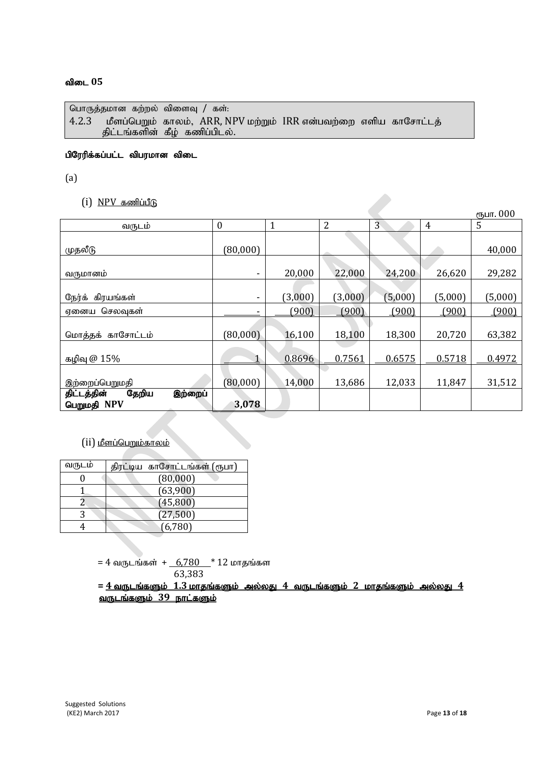### விடை 05

| பொருத்தமான கற்றல் விளைவு / கள்: |
|---|
| 4.2.3 மீளப்பெறும் காலம், ARR, NPV மற்றும் IRR என்பவற்றை எளிய காசோட்டத் திட்டங்களின் கீழ் கணிப்பிடல். |

**பிரேரிக்கப்பட்ட விபரமான விடை**

(a)

(i) NPV கணிப்பீடு

ரூபா. 000

| வருடம் | 0 | 1 | 2 | 3 | 4 | 5 |
|---|---|---|---|---|---|---|
| முதலீடு | (80,000) | | | | | 40,000 |
| வருமானம் | - | 20,000 | 22,000 | 24,200 | 26,620 | 29,282 |
| நேர்க் கிரயங்கள் | - | (3,000) | (3,000) | (5,000) | (5,000) | (5,000) |
| ஏனைய செலவுகள் | - | (900) | (900) | (900) | (900) | (900) |
| மொத்தக் காசோட்டம் | (80,000) | 16,100 | 18,100 | 18,300 | 20,720 | 63,382 |
| கழிவு @ 15% | 1 | 0.8696 | 0.7561 | 0.6575 | 0.5718 | 0.4972 |
| இற்றைப்பெறுமதி | (80,000) | 14,000 | 13,686 | 12,033 | 11,847 | 31,512 |
| **திட்டத்தின் தேறிய இற்றைப் பெறுமதி NPV** | **3,078** | | | | | |

(ii) மீளப்பெறும்காலம்

| வருடம் | திரட்டிய காசோட்டங்கள் (ரூபா) |
|---|---|
| 0 | (80,000) |
| 1 | (63,900) |
| 2 | (45,800) |
| 3 | (27,500) |
| 4 | (6,780) |

$$= 4 \text{ வருடங்கள் } + \frac{6,780}{63,383} * 12 \text{ மாதங்கள}$$

**= 4 வருடங்களும் 1.3 மாதங்களும் அல்லது 4 வருடங்களும் 2 மாதங்களும் அல்லது 4 வருடங்களும் 39 நாட்களும்**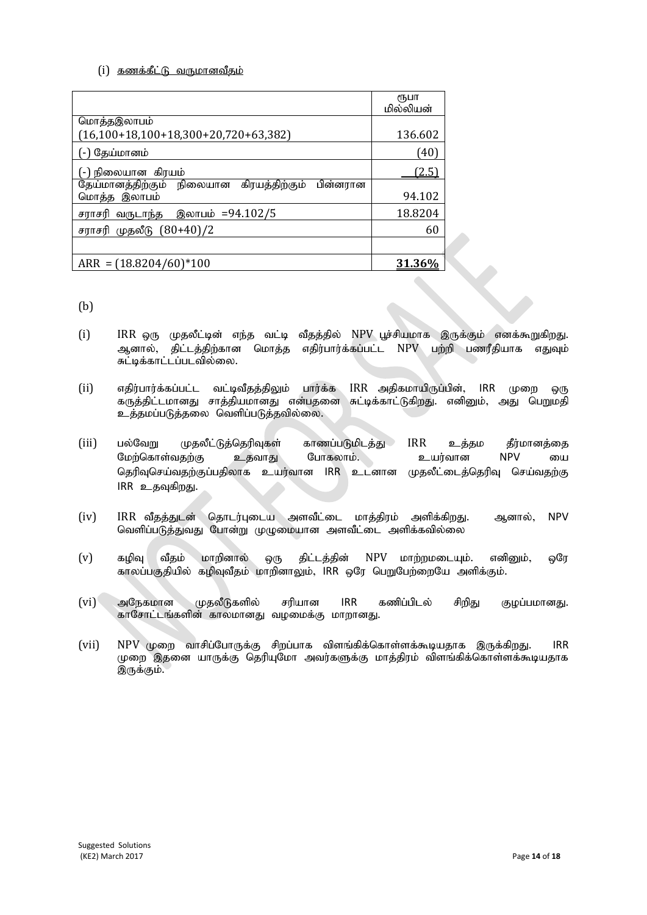(i) கணக்கீட்டு வருமானவீதம்

| | ரூபா மில்லியன் |
|---|---|
| மொத்தஇலாபம் (16,100+18,100+18,300+20,720+63,382) | 136.602 |
| (-) தேய்மானம் | (40) |
| (-) நிலையான கிரயம் | (2.5) |
| தேய்மானத்திற்கும் நிலையான கிரயத்திற்கும் பின்னரான மொத்த இலாபம் | 94.102 |
| சராசரி வருடாந்த இலாபம் =94.102/5 | 18.8204 |
| சராசரி முதலீடு (80+40)/2 | 60 |
| | |
| ARR = (18.8204/60)*100 | **31.36%** |

(b)

(i) IRR ஒரு முதலீட்டின் எந்த வட்டி வீதத்தில் NPV பூச்சியமாக இருக்கும் எனக்கூறுகிறது. ஆனால், திட்டத்திற்கான மொத்த எதிர்பார்க்கப்பட்ட NPV பற்றி பணரீதியாக எதுவும் சுட்டிக்காட்டப்படவில்லை.

(ii) எதிர்பார்க்கப்பட்ட வட்டிவீதத்திலும் பார்க்க IRR அதிகமாயிருப்பின், IRR முறை ஒரு கருத்திட்டமானது சாத்தியமானது என்பதனை சுட்டிக்காட்டுகிறது. எனினும், அது பெறுமதி உத்தமப்படுத்தலை வெளிப்படுத்தவில்லை.

(iii) பல்வேறு முதலீட்டுத்தெரிவுகள் காணப்படுமிடத்து IRR உத்தம தீர்மானத்தை மேற்கொள்வதற்கு உதவாது போகலாம். உயர்வான NPV யை தெரிவுசெய்வதற்குப்பதிலாக உயர்வான IRR உடனான முதலீட்டைத்தெரிவு செய்வதற்கு IRR உதவுகிறது.

(iv) IRR வீதத்துடன் தொடர்புடைய அளவீட்டை மாத்திரம் அளிக்கிறது. ஆனால், NPV வெளிப்படுத்துவது போன்று முழுமையான அளவீட்டை அளிக்கவில்லை

(v) கழிவு வீதம் மாறினால் ஒரு திட்டத்தின் NPV மாற்றமடையும். எனினும், ஒரே காலப்பகுதியில் கழிவுவீதம் மாறினாலும், IRR ஒரே பெறுபேற்றையே அளிக்கும்.

(vi) அநேகமான முதலீடுகளில் சரியான IRR கணிப்பிடல் சிறிது குழப்பமானது. காசோட்டங்களின் காலமானது வழமைக்கு மாறானது.

(vii) NPV முறை வாசிப்போருக்கு சிறப்பாக விளங்கிக்கொள்ளக்கூடியதாக இருக்கிறது. IRR முறை இதனை யாருக்கு தெரியுமோ அவர்களுக்கு மாத்திரம் விளங்கிக்கொள்ளக்கூடியதாக இருக்கும்.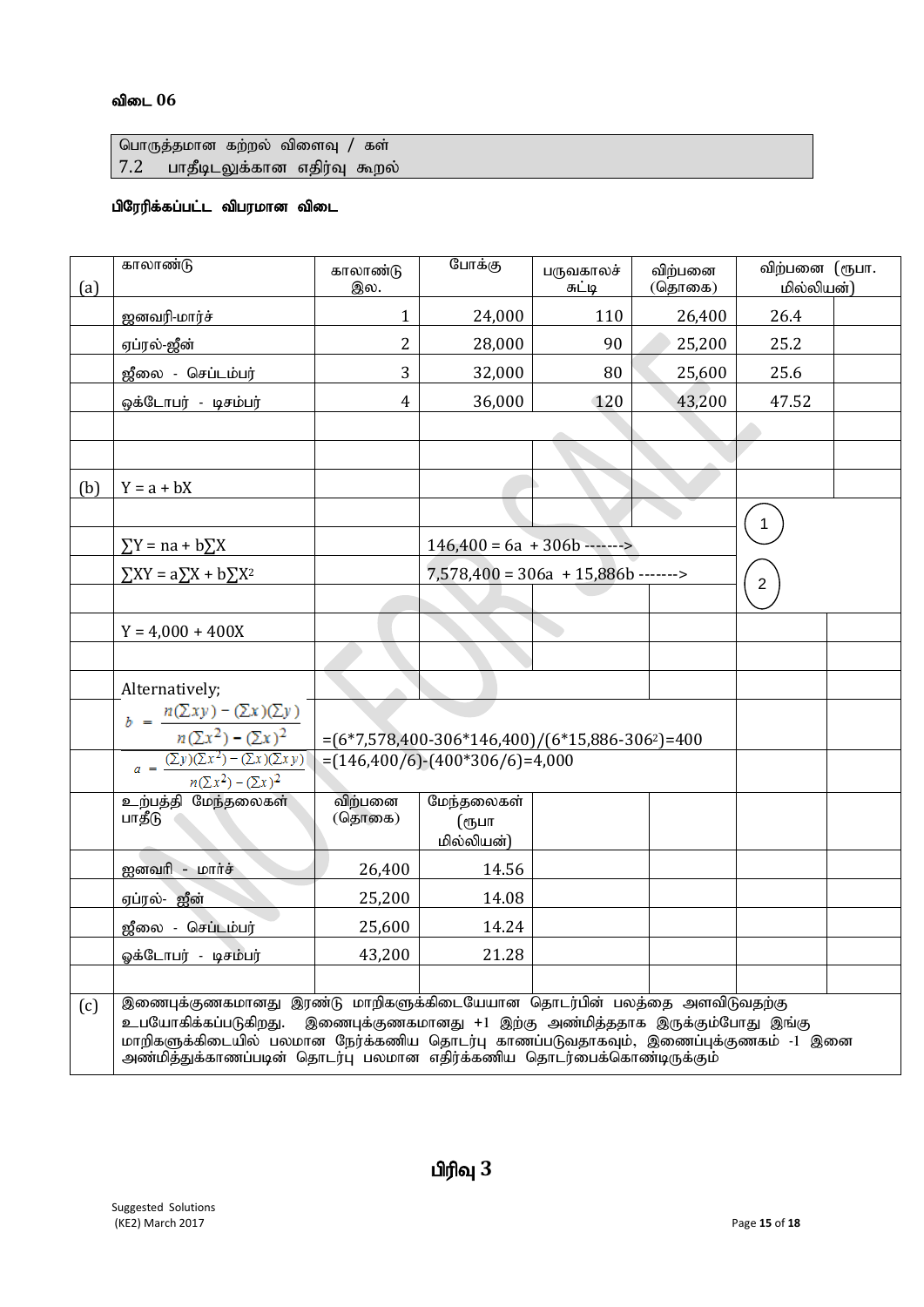**விடை 06**

| பொருத்தமான கற்றல் விளைவு / கள் |
|---|
| 7.2 பாதீடலுக்கான எதிர்வு கூறல் |

**பிரேரிக்கப்பட்ட விபரமான விடை**

**(a)**

| காலாண்டு | காலாண்டு இல. | போக்கு | பருவகாலச் சுட்டி | விற்பனை (தொகை) | விற்பனை (ரூபா. மில்லியன்) |
|---|---|---|---|---|---|
| ஜனவரி-மார்ச் | 1 | 24,000 | 110 | 26,400 | 26.4 |
| ஏப்ரல்-ஜூன் | 2 | 28,000 | 90 | 25,200 | 25.2 |
| ஜூலை - செப்டம்பர் | 3 | 32,000 | 80 | 25,600 | 25.6 |
| ஒக்டோபர் - டிசம்பர் | 4 | 36,000 | 120 | 43,200 | 47.52 |

**(b)**

$Y = a + bX$

$\sum Y = na + b\sum X$ $\quad$ $146,400 = 6a + 306b$ -------> (1)

$\sum XY = a\sum X + b\sum X^2$ $\quad$ $7,578,400 = 306a + 15,886b$ -------> (2)

$Y = 4,000 + 400X$

Alternatively;

$$b = \frac{n(\sum xy) - (\sum x)(\sum y)}{n(\sum x^2) - (\sum x)^2} = (6*7,578,400-306*146,400)/(6*15,886-306^2)=400$$

$$a = \frac{(\sum y)(\sum x^2) - (\sum x)(\sum xy)}{n(\sum x^2) - (\sum x)^2} = (146,400/6)-(400*306/6)=4,000$$

| உற்பத்தி மேந்தலைகள் பாதீடு | விற்பனை (தொகை) | மேந்தலைகள் (ரூபா மில்லியன்) |
|---|---|---|
| ஜனவரி - மார்ச் | 26,400 | 14.56 |
| ஏப்ரல்- ஜூன் | 25,200 | 14.08 |
| ஜூலை - செப்டம்பர் | 25,600 | 14.24 |
| ஓக்டோபர் - டிசம்பர் | 43,200 | 21.28 |

**(c)** இணைபுக்குணகமானது இரண்டு மாறிகளுக்கிடையேயான தொடர்பின் பலத்தை அளவிடுவதற்கு உபயோகிக்கப்படுகிறது. இணைபுக்குணகமானது +1 இற்கு அண்மித்ததாக இருக்கும்போது இங்கு மாறிகளுக்கிடையில் பலமான நேர்க்கணிய தொடர்பு காணப்படுவதாகவும், இணைப்புக்குணகம் -1 இனை அண்மித்துக்காணப்படின் தொடர்பு பலமான எதிர்க்கணிய தொடர்பைக்கொண்டிருக்கும்

**பிரிவு 3**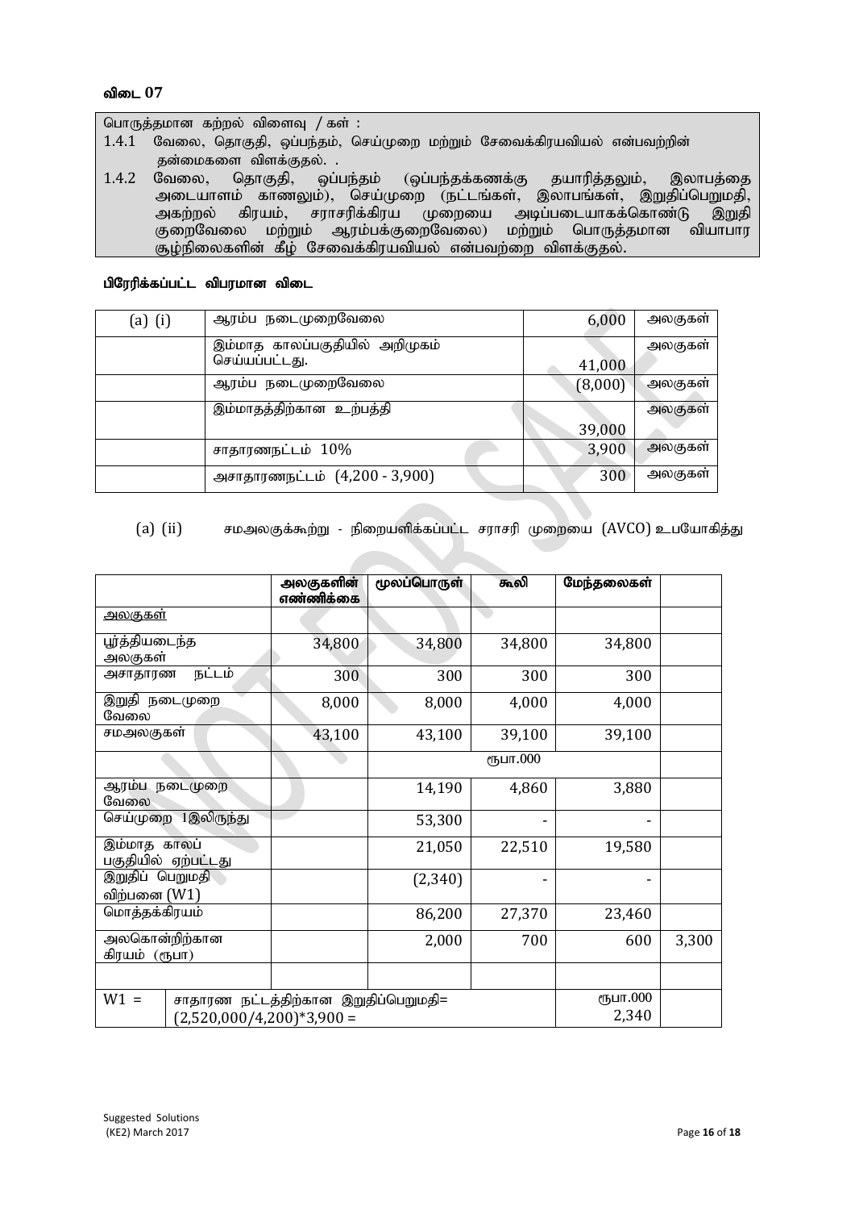### விடை 07

பொருத்தமான கற்றல் விளைவு / கள் :

1.4.1 வேலை, தொகுதி, செய்முறை மற்றும் சேவைக்கிரயவியல் என்பவற்றின் தன்மைகளை விளக்குதல். .

1.4.2 வேலை, தொகுதி, ஒப்பந்தம் (ஒப்பந்தக்கணக்கு தயாரித்தலும், இலாபத்தை அடையாளம் காணலும்), செய்முறை (நட்டங்கள், இலாபங்கள், இறுதிப்பெறுமதி, அகற்றல் கிரயம், சராசரிக்கிரய முறையை அடிப்படையாகக்கொண்டு இறுதி குறைவேலை மற்றும் ஆரம்பக்குறைவேலை) மற்றும் பொருத்தமான வியாபார சூழ்நிலைகளின் கீழ் சேவைக்கிரயவியல் என்பவற்றை விளக்குதல்.

#### பிரேரிக்கப்பட்ட விபரமான விடை

| (a) (i) | ஆரம்ப நடைமுறைவேலை | 6,000 | அலகுகள் |
|---|---|---|---|
| | இம்மாத காலப்பகுதியில் அறிமுகம் செய்யப்பட்டது. | 41,000 | அலகுகள் |
| | ஆரம்ப நடைமுறைவேலை | (8,000) | அலகுகள் |
| | இம்மாதத்திற்கான உற்பத்தி | 39,000 | அலகுகள் |
| | சாதாரணநட்டம் 10% | 3,900 | அலகுகள் |
| | அசாதாரணநட்டம் (4,200 - 3,900) | 300 | அலகுகள் |

(a) (ii) சமஅலகுக்கூற்று - நிறையளிக்கப்பட்ட சராசரி முறையை (AVCO) உபயோகித்து

| | அலகுகளின் எண்ணிக்கை | மூலப்பொருள் | கூலி | மேந்தலைகள் | |
|---|---|---|---|---|---|
| அலகுகள் | | | | | |
| பூர்த்தியடைந்த அலகுகள் | 34,800 | 34,800 | 34,800 | 34,800 | |
| அசாதாரண நட்டம் | 300 | 300 | 300 | 300 | |
| இறுதி நடைமுறை வேலை | 8,000 | 8,000 | 4,000 | 4,000 | |
| சமஅலகுகள் | 43,100 | 43,100 | 39,100 | 39,100 | |
| | | ரூபா.000 | | | |
| ஆரம்ப நடைமுறை வேலை | | 14,190 | 4,860 | 3,880 | |
| செய்முறை 1இலிருந்து | | 53,300 | - | - | |
| இம்மாத காலப் பகுதியில் ஏற்பட்டது | | 21,050 | 22,510 | 19,580 | |
| இறுதிப் பெறுமதி விற்பனை (W1) | | (2,340) | - | - | |
| மொத்தக்கிரயம் | | 86,200 | 27,370 | 23,460 | |
| அலகொன்றிற்கான கிரயம் (ரூபா) | | 2,000 | 700 | 600 | 3,300 |
| | | | | | |
| W1 = | சாதாரண நட்டத்திற்கான இறுதிப்பெறுமதி= (2,520,000/4,200)*3,900 = | | | ரூபா.000 2,340 | |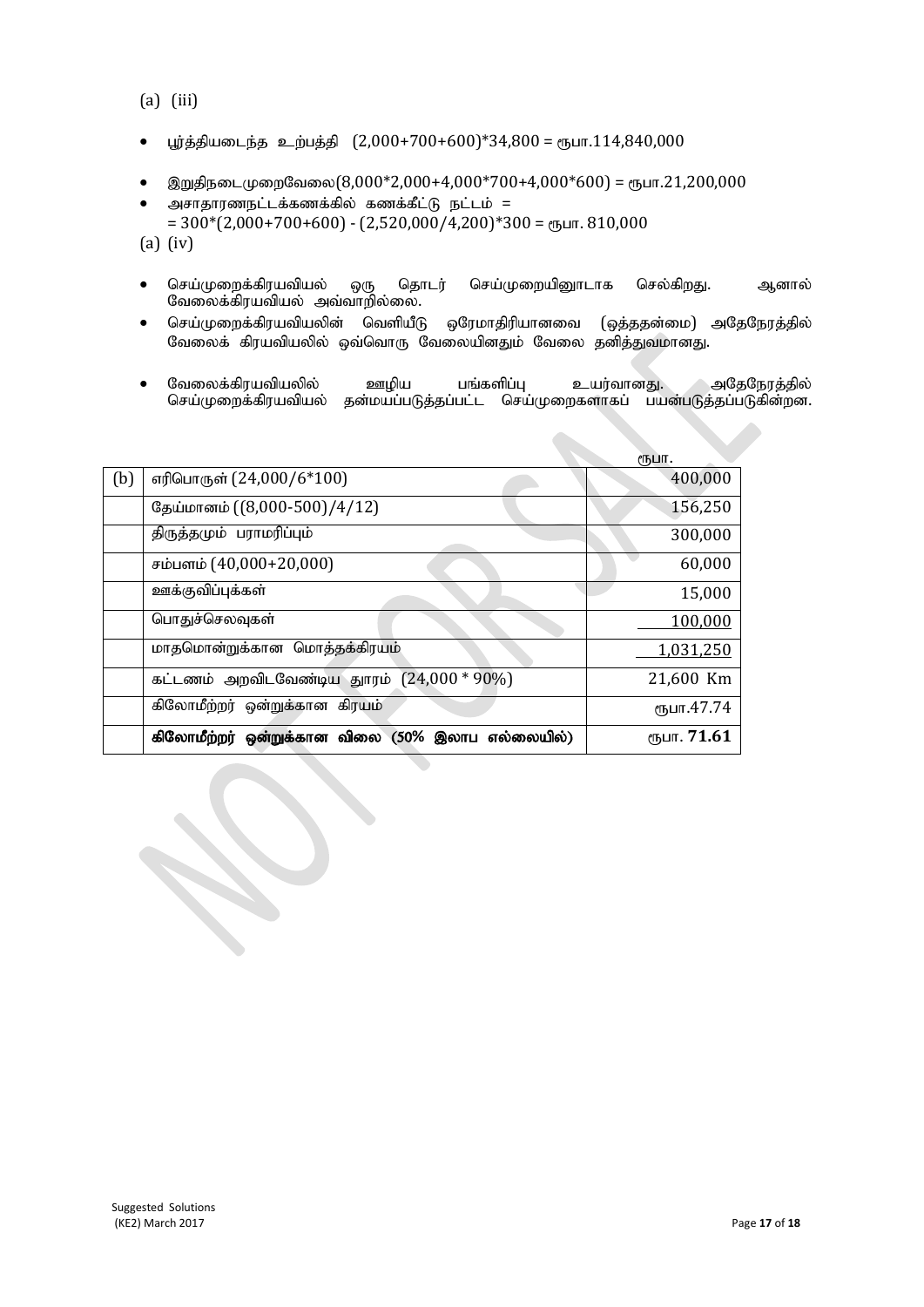(a) (iii)

- பூர்த்தியடைந்த உற்பத்தி (2,000+700+600)*34,800 = ரூபா.114,840,000
- இறுதிநடைமுறைவேலை(8,000*2,000+4,000*700+4,000*600) = ரூபா.21,200,000
- அசாதாரணநட்டக்கணக்கில் கணக்கீட்டு நட்டம் =
  = 300*(2,000+700+600) - (2,520,000/4,200)*300 = ரூபா. 810,000

(a) (iv)

- செய்முறைக்கிரயவியல் ஒரு தொடர் செய்முறையினூடாக செல்கிறது. ஆனால் வேலைக்கிரயவியல் அவ்வாறில்லை.
- செய்முறைக்கிரயவியலின் வெளியீடு ஒரேமாதிரியானவை (ஒத்ததன்மை) அதேநேரத்தில் வேலைக் கிரயவியலில் ஒவ்வொரு வேலையினதும் வேலை தனித்துவமானது.
- வேலைக்கிரயவியலில் ஊழிய பங்களிப்பு உயர்வானது. அதேநேரத்தில் செய்முறைக்கிரயவியல் தன்மயப்படுத்தப்பட்ட செய்முறைகளாகப் பயன்படுத்தப்படுகின்றன.

| | | ரூபா. |
|---|---|---|
| (b) | எரிபொருள் (24,000/6*100) | 400,000 |
| | தேய்மானம் ((8,000-500)/4/12) | 156,250 |
| | திருத்தமும் பராமரிப்பும் | 300,000 |
| | சம்பளம் (40,000+20,000) | 60,000 |
| | ஊக்குவிப்புக்கள் | 15,000 |
| | பொதுச்செலவுகள் | 100,000 |
| | மாதமொன்றுக்கான மொத்தக்கிரயம் | 1,031,250 |
| | கட்டணம் அறவிடவேண்டிய தூரம் (24,000 * 90%) | 21,600 Km |
| | கிலோமீற்றர் ஒன்றுக்கான கிரயம் | ரூபா.47.74 |
| | **கிலோமீற்றர் ஒன்றுக்கான விலை (50% இலாப எல்லையில்)** | ரூபா. **71.61** |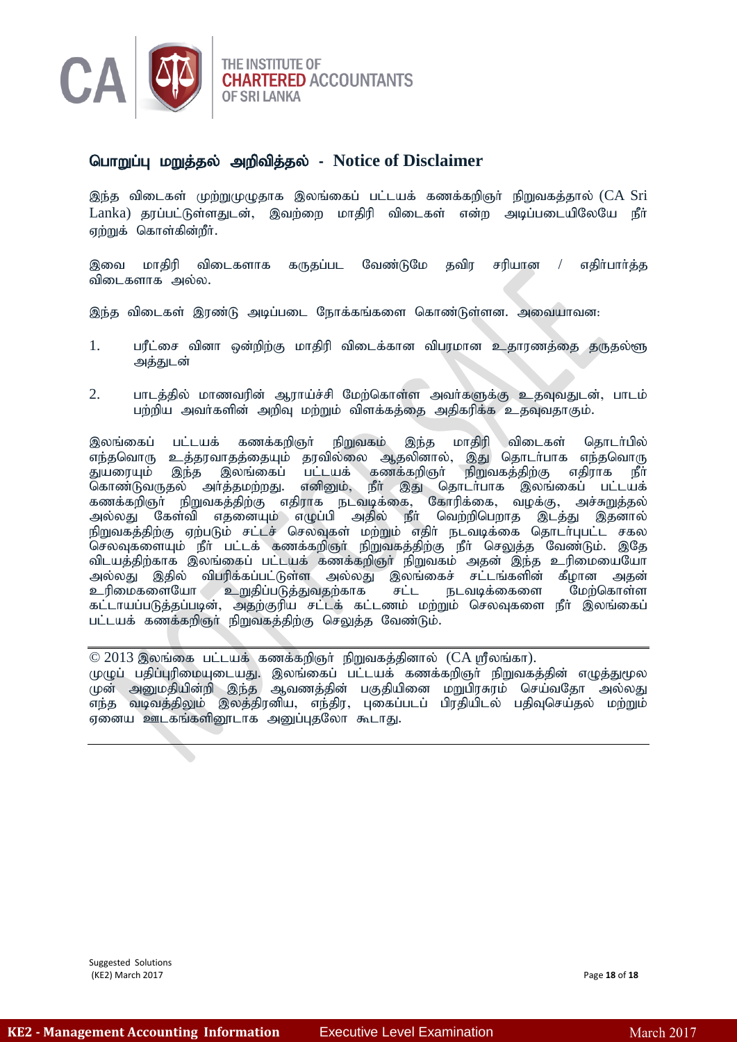## பொறுப்பு மறுத்தல் அறிவித்தல் - Notice of Disclaimer

இந்த விடைகள் முற்றுமுழுதாக இலங்கைப் பட்டயக் கணக்கறிஞர் நிறுவகத்தால் (CA Sri Lanka) தரப்பட்டுள்ளதுடன், இவற்றை மாதிரி விடைகள் என்ற அடிப்படையிலேயே நீர் ஏற்றுக் கொள்கின்றீர்.

இவை மாதிரி விடைகளாக கருதப்பட வேண்டுமே தவிர சரியான / எதிர்பார்த்த விடைகளாக அல்ல.

இந்த விடைகள் இரண்டு அடிப்படை நோக்கங்களை கொண்டுள்ளன. அவையாவன:

1. பரீட்சை வினா ஒன்றிற்கு மாதிரி விடைக்கான விபரமான உதாரணத்தை தருதல்ளு அத்துடன்

2. பாடத்தில் மாணவரின் ஆராய்ச்சி மேற்கொள்ள அவர்களுக்கு உதவுவதுடன், பாடம் பற்றிய அவர்களின் அறிவு மற்றும் விளக்கத்தை அதிகரிக்க உதவுவதாகும்.

இலங்கைப் பட்டயக் கணக்கறிஞர் நிறுவகம் இந்த மாதிரி விடைகள் தொடர்பில் எந்தவொரு உத்தரவாதத்தையும் தரவில்லை ஆதலினால், இது தொடர்பாக எந்தவொரு துயரையும் இந்த இலங்கைப் பட்டயக் கணக்கறிஞர் நிறுவகத்திற்கு எதிராக நீர் கொண்டுவருதல் அர்த்தமற்றது. எனினும், நீர் இது தொடர்பாக இலங்கைப் பட்டயக் கணக்கறிஞர் நிறுவகத்திற்கு எதிராக நடவடிக்கை, கோரிக்கை, வழக்கு, அச்சுறுத்தல் அல்லது கேள்வி எதனையும் எழுப்பி அதில் நீர் வெற்றிபெறாத இடத்து இதனால் நிறுவகத்திற்கு ஏற்படும் சட்டச் செலவுகள் மற்றும் எதிர் நடவடிக்கை தொடர்புபட்ட சகல செலவுகளையும் நீர் பட்டக் கணக்கறிஞர் நிறுவகத்திற்கு நீர் செலுத்த வேண்டும். இதே விடயத்திற்காக இலங்கைப் பட்டயக் கணக்கறிஞர் நிறுவகம் அதன் இந்த உரிமையையோ அல்லது இதில் விபரிக்கப்பட்டுள்ள அல்லது இலங்கைச் சட்டங்களின் கீழான அதன் உரிமைகளையோ உறுதிப்படுத்துவதற்காக சட்ட நடவடிக்கைகளை மேற்கொள்ள கட்டாயப்படுத்தப்படின், அதற்குரிய சட்டக் கட்டணம் மற்றும் செலவுகளை நீர் இலங்கைப் பட்டயக் கணக்கறிஞர் நிறுவகத்திற்கு செலுத்த வேண்டும்.

---

© 2013 இலங்கை பட்டயக் கணக்கறிஞர் நிறுவகத்தினால் (CA ஸ்ரீலங்கா).
முழுப் பதிப்புரிமையுடையது. இலங்கைப் பட்டயக் கணக்கறிஞர் நிறுவகத்தின் எழுத்துமூல முன் அனுமதியின்றி இந்த ஆவணத்தின் பகுதியினை மறுபிரசுரம் செய்வதோ அல்லது எந்த வடிவத்திலும் இலத்திரனிய, எந்திர, புகைப்படப் பிரதியிடல் பதிவுசெய்தல் மற்றும் ஏனைய ஊடகங்களினூடாக அனுப்புதலோ கூடாது.

---